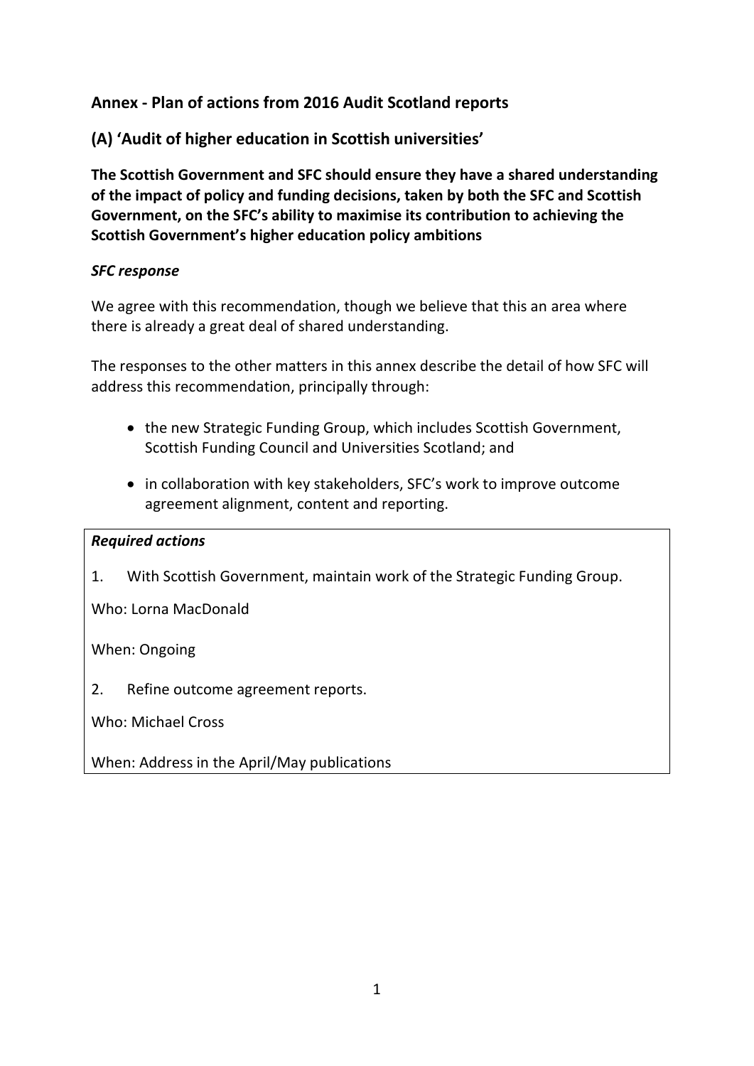## Annex - Plan of actions from 2016 Audit Scotland reports

## (A) 'Audit of higher education in Scottish universities'

**The Scottish Government and SFC should ensure they have a shared understanding of the impact of policy and funding decisions, taken by both the SFC and Scottish Government, on the SFC's ability to maximise its contribution to achieving the Scottish Government's higher education policy ambitions**

***SFC response***

We agree with this recommendation, though we believe that this an area where there is already a great deal of shared understanding.

The responses to the other matters in this annex describe the detail of how SFC will address this recommendation, principally through:

- the new Strategic Funding Group, which includes Scottish Government, Scottish Funding Council and Universities Scotland; and
- in collaboration with key stakeholders, SFC's work to improve outcome agreement alignment, content and reporting.

***Required actions***

1. With Scottish Government, maintain work of the Strategic Funding Group.

Who: Lorna MacDonald

When: Ongoing

2. Refine outcome agreement reports.

Who: Michael Cross

When: Address in the April/May publications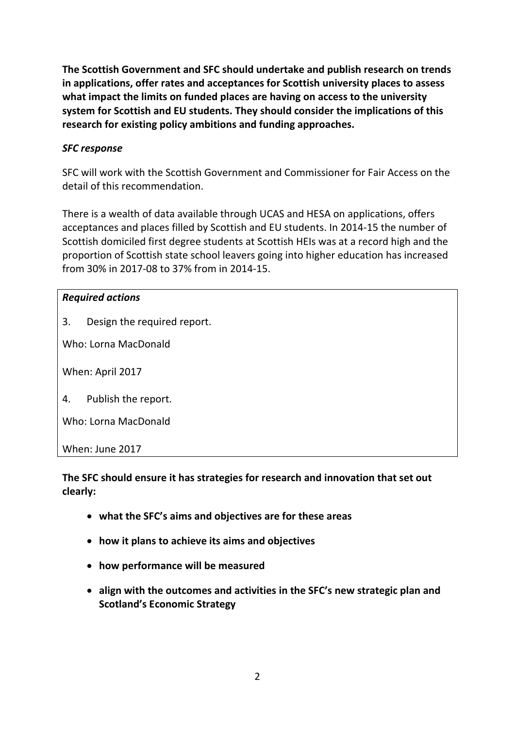**The Scottish Government and SFC should undertake and publish research on trends in applications, offer rates and acceptances for Scottish university places to assess what impact the limits on funded places are having on access to the university system for Scottish and EU students. They should consider the implications of this research for existing policy ambitions and funding approaches.**

***SFC response***

SFC will work with the Scottish Government and Commissioner for Fair Access on the detail of this recommendation.

There is a wealth of data available through UCAS and HESA on applications, offers acceptances and places filled by Scottish and EU students. In 2014-15 the number of Scottish domiciled first degree students at Scottish HEIs was at a record high and the proportion of Scottish state school leavers going into higher education has increased from 30% in 2017-08 to 37% from in 2014-15.

***Required actions***

3. Design the required report.

Who: Lorna MacDonald

When: April 2017

4. Publish the report.

Who: Lorna MacDonald

When: June 2017

**The SFC should ensure it has strategies for research and innovation that set out clearly:**

- **what the SFC's aims and objectives are for these areas**
- **how it plans to achieve its aims and objectives**
- **how performance will be measured**
- **align with the outcomes and activities in the SFC's new strategic plan and Scotland's Economic Strategy**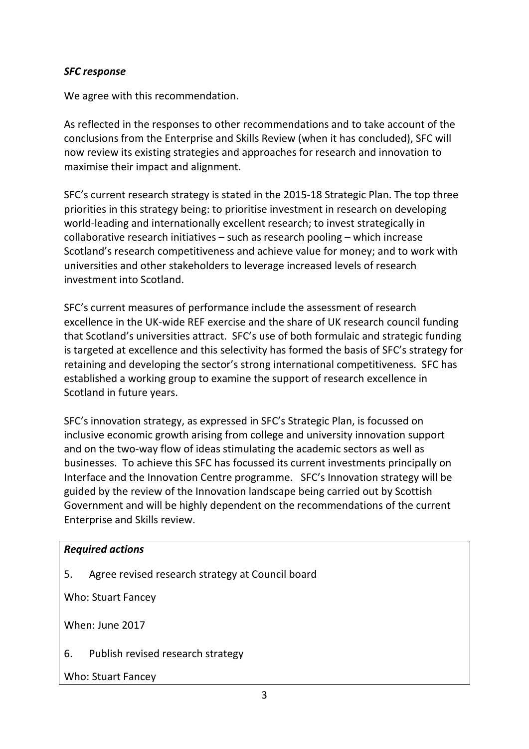***SFC response***

We agree with this recommendation.

As reflected in the responses to other recommendations and to take account of the conclusions from the Enterprise and Skills Review (when it has concluded), SFC will now review its existing strategies and approaches for research and innovation to maximise their impact and alignment.

SFC's current research strategy is stated in the 2015-18 Strategic Plan. The top three priorities in this strategy being: to prioritise investment in research on developing world-leading and internationally excellent research; to invest strategically in collaborative research initiatives – such as research pooling – which increase Scotland's research competitiveness and achieve value for money; and to work with universities and other stakeholders to leverage increased levels of research investment into Scotland.

SFC's current measures of performance include the assessment of research excellence in the UK-wide REF exercise and the share of UK research council funding that Scotland's universities attract. SFC's use of both formulaic and strategic funding is targeted at excellence and this selectivity has formed the basis of SFC's strategy for retaining and developing the sector's strong international competitiveness. SFC has established a working group to examine the support of research excellence in Scotland in future years.

SFC's innovation strategy, as expressed in SFC's Strategic Plan, is focussed on inclusive economic growth arising from college and university innovation support and on the two-way flow of ideas stimulating the academic sectors as well as businesses. To achieve this SFC has focussed its current investments principally on Interface and the Innovation Centre programme. SFC's Innovation strategy will be guided by the review of the Innovation landscape being carried out by Scottish Government and will be highly dependent on the recommendations of the current Enterprise and Skills review.

***Required actions***

5. Agree revised research strategy at Council board

Who: Stuart Fancey

When: June 2017

6. Publish revised research strategy

Who: Stuart Fancey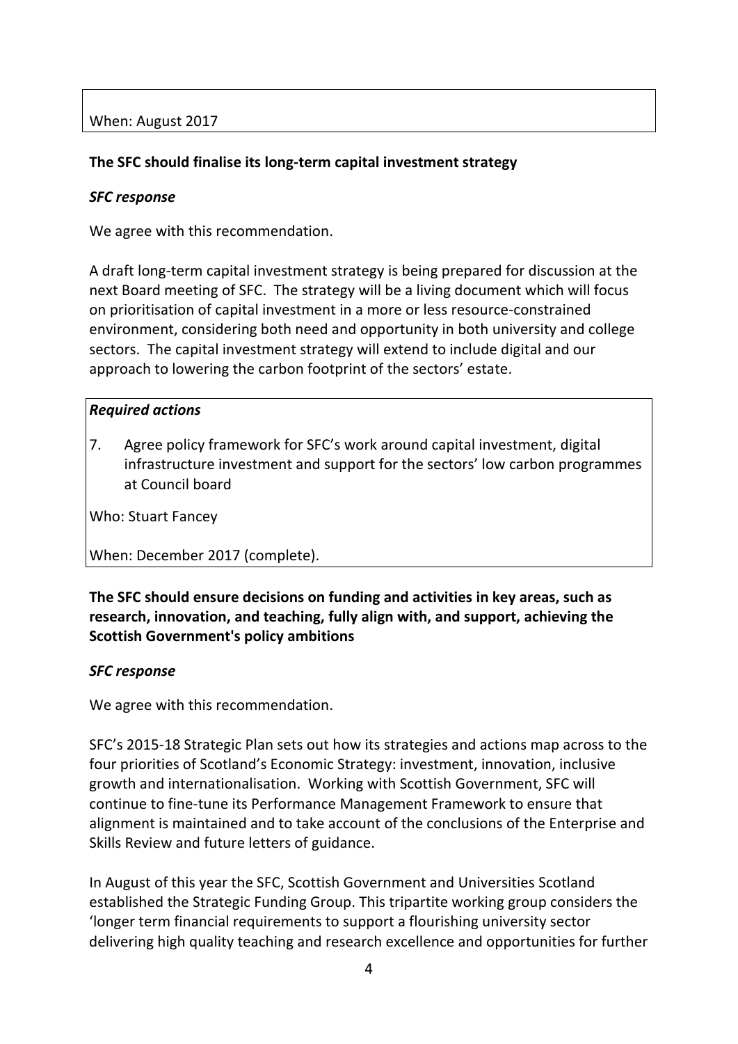When: August 2017

**The SFC should finalise its long-term capital investment strategy**

***SFC response***

We agree with this recommendation.

A draft long-term capital investment strategy is being prepared for discussion at the next Board meeting of SFC. The strategy will be a living document which will focus on prioritisation of capital investment in a more or less resource-constrained environment, considering both need and opportunity in both university and college sectors. The capital investment strategy will extend to include digital and our approach to lowering the carbon footprint of the sectors' estate.

***Required actions***

7. Agree policy framework for SFC's work around capital investment, digital infrastructure investment and support for the sectors' low carbon programmes at Council board

Who: Stuart Fancey

When: December 2017 (complete).

**The SFC should ensure decisions on funding and activities in key areas, such as research, innovation, and teaching, fully align with, and support, achieving the Scottish Government's policy ambitions**

***SFC response***

We agree with this recommendation.

SFC's 2015-18 Strategic Plan sets out how its strategies and actions map across to the four priorities of Scotland's Economic Strategy: investment, innovation, inclusive growth and internationalisation. Working with Scottish Government, SFC will continue to fine-tune its Performance Management Framework to ensure that alignment is maintained and to take account of the conclusions of the Enterprise and Skills Review and future letters of guidance.

In August of this year the SFC, Scottish Government and Universities Scotland established the Strategic Funding Group. This tripartite working group considers the 'longer term financial requirements to support a flourishing university sector delivering high quality teaching and research excellence and opportunities for further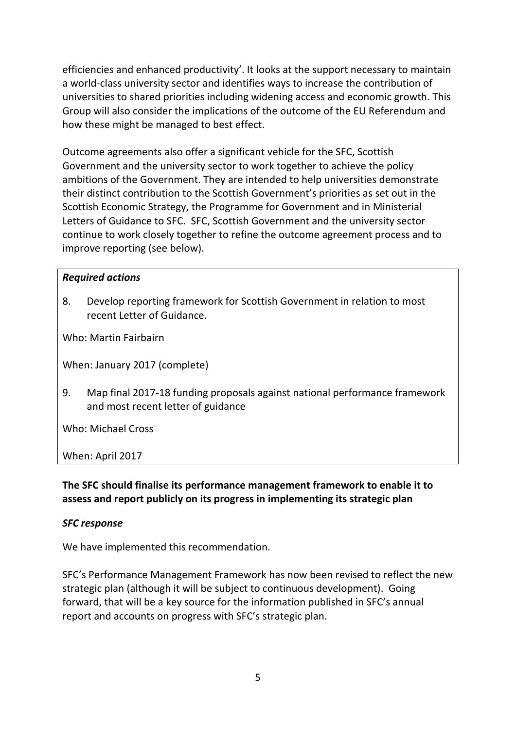efficiencies and enhanced productivity'. It looks at the support necessary to maintain a world-class university sector and identifies ways to increase the contribution of universities to shared priorities including widening access and economic growth. This Group will also consider the implications of the outcome of the EU Referendum and how these might be managed to best effect.

Outcome agreements also offer a significant vehicle for the SFC, Scottish Government and the university sector to work together to achieve the policy ambitions of the Government. They are intended to help universities demonstrate their distinct contribution to the Scottish Government's priorities as set out in the Scottish Economic Strategy, the Programme for Government and in Ministerial Letters of Guidance to SFC. SFC, Scottish Government and the university sector continue to work closely together to refine the outcome agreement process and to improve reporting (see below).

***Required actions***

8. Develop reporting framework for Scottish Government in relation to most recent Letter of Guidance.

Who: Martin Fairbairn

When: January 2017 (complete)

9. Map final 2017-18 funding proposals against national performance framework and most recent letter of guidance

Who: Michael Cross

When: April 2017

**The SFC should finalise its performance management framework to enable it to assess and report publicly on its progress in implementing its strategic plan**

***SFC response***

We have implemented this recommendation.

SFC's Performance Management Framework has now been revised to reflect the new strategic plan (although it will be subject to continuous development). Going forward, that will be a key source for the information published in SFC's annual report and accounts on progress with SFC's strategic plan.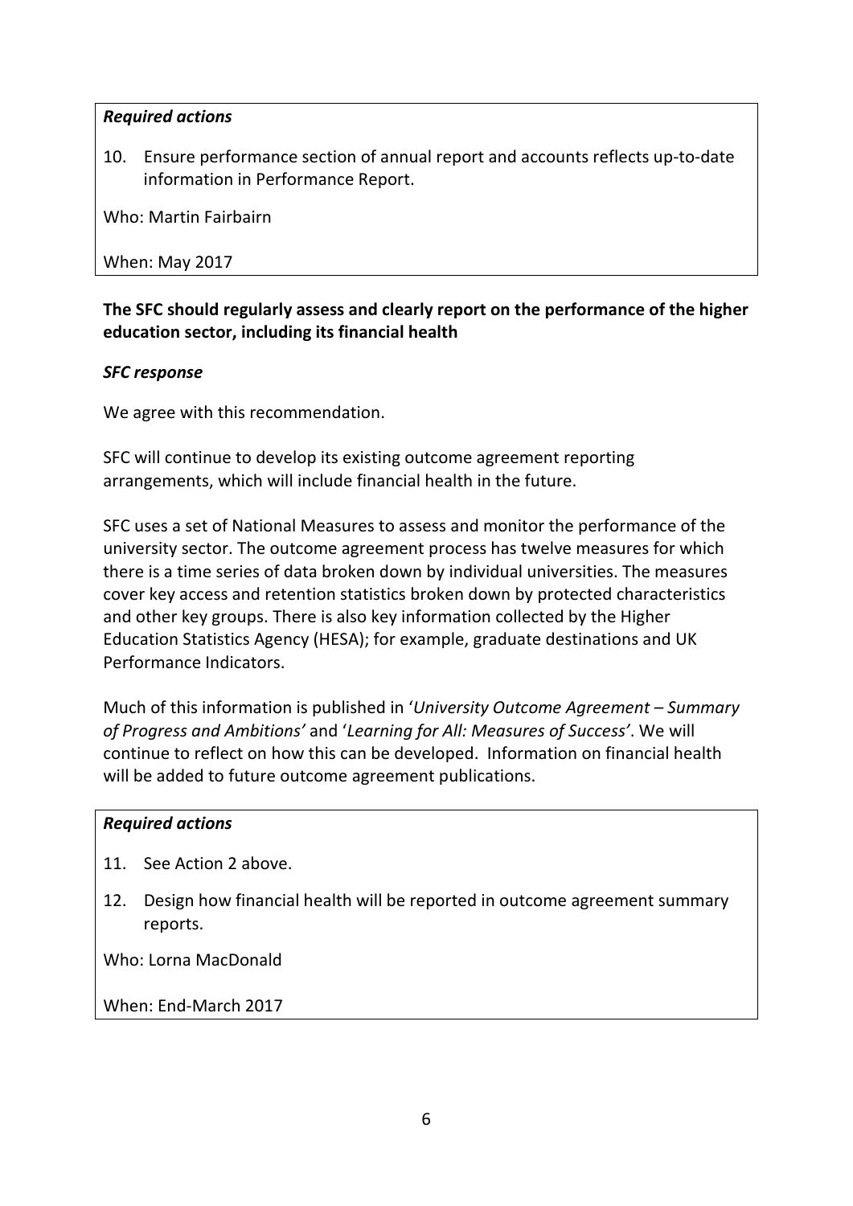*Required actions*

10. Ensure performance section of annual report and accounts reflects up-to-date information in Performance Report.

Who: Martin Fairbairn

When: May 2017

**The SFC should regularly assess and clearly report on the performance of the higher education sector, including its financial health**

***SFC response***

We agree with this recommendation.

SFC will continue to develop its existing outcome agreement reporting arrangements, which will include financial health in the future.

SFC uses a set of National Measures to assess and monitor the performance of the university sector. The outcome agreement process has twelve measures for which there is a time series of data broken down by individual universities. The measures cover key access and retention statistics broken down by protected characteristics and other key groups. There is also key information collected by the Higher Education Statistics Agency (HESA); for example, graduate destinations and UK Performance Indicators.

Much of this information is published in '*University Outcome Agreement – Summary of Progress and Ambitions*' and '*Learning for All: Measures of Success*'. We will continue to reflect on how this can be developed. Information on financial health will be added to future outcome agreement publications.

*Required actions*

11. See Action 2 above.
12. Design how financial health will be reported in outcome agreement summary reports.

Who: Lorna MacDonald

When: End-March 2017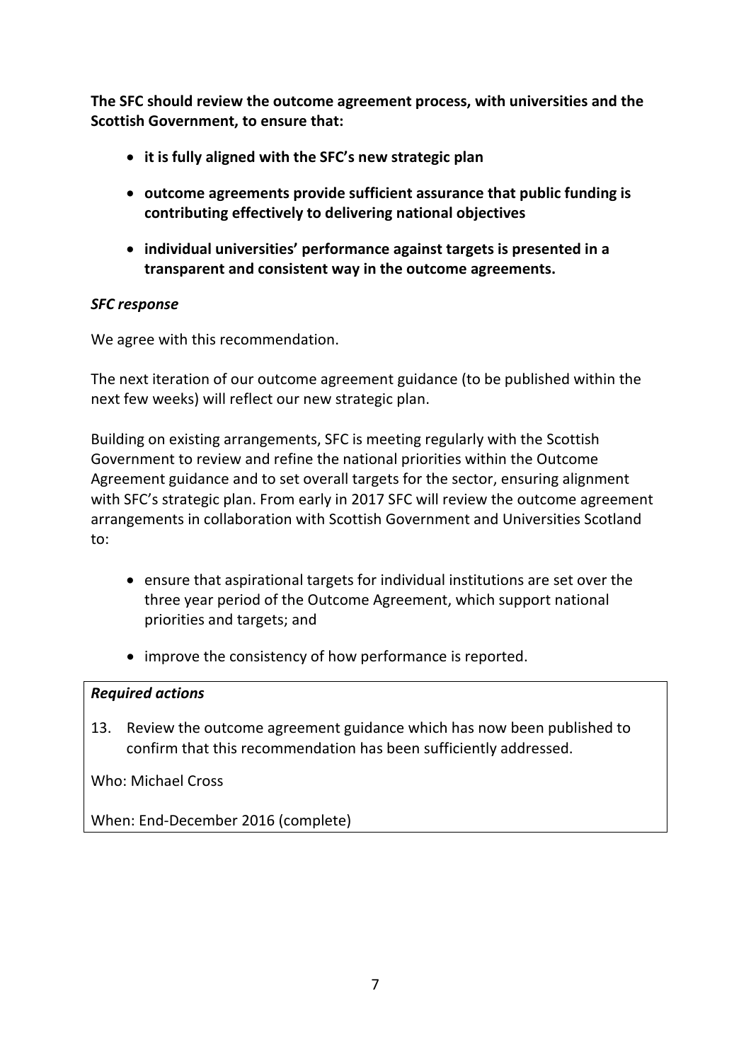**The SFC should review the outcome agreement process, with universities and the Scottish Government, to ensure that:**

- **it is fully aligned with the SFC's new strategic plan**
- **outcome agreements provide sufficient assurance that public funding is contributing effectively to delivering national objectives**
- **individual universities' performance against targets is presented in a transparent and consistent way in the outcome agreements.**

***SFC response***

We agree with this recommendation.

The next iteration of our outcome agreement guidance (to be published within the next few weeks) will reflect our new strategic plan.

Building on existing arrangements, SFC is meeting regularly with the Scottish Government to review and refine the national priorities within the Outcome Agreement guidance and to set overall targets for the sector, ensuring alignment with SFC's strategic plan. From early in 2017 SFC will review the outcome agreement arrangements in collaboration with Scottish Government and Universities Scotland to:

- ensure that aspirational targets for individual institutions are set over the three year period of the Outcome Agreement, which support national priorities and targets; and
- improve the consistency of how performance is reported.

***Required actions***

13. Review the outcome agreement guidance which has now been published to confirm that this recommendation has been sufficiently addressed.

Who: Michael Cross

When: End-December 2016 (complete)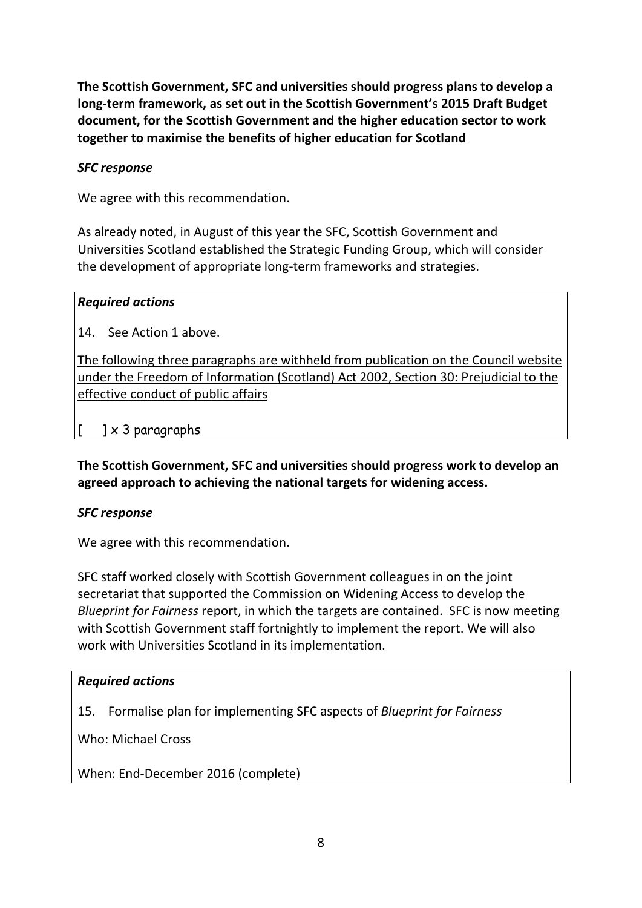**The Scottish Government, SFC and universities should progress plans to develop a long-term framework, as set out in the Scottish Government's 2015 Draft Budget document, for the Scottish Government and the higher education sector to work together to maximise the benefits of higher education for Scotland**

*SFC response*

We agree with this recommendation.

As already noted, in August of this year the SFC, Scottish Government and Universities Scotland established the Strategic Funding Group, which will consider the development of appropriate long-term frameworks and strategies.

***Required actions***

14. See Action 1 above.

<u>The following three paragraphs are withheld from publication on the Council website under the Freedom of Information (Scotland) Act 2002, Section 30: Prejudicial to the effective conduct of public affairs</u>

[ ] x 3 paragraphs

**The Scottish Government, SFC and universities should progress work to develop an agreed approach to achieving the national targets for widening access.**

*SFC response*

We agree with this recommendation.

SFC staff worked closely with Scottish Government colleagues in on the joint secretariat that supported the Commission on Widening Access to develop the *Blueprint for Fairness* report, in which the targets are contained. SFC is now meeting with Scottish Government staff fortnightly to implement the report. We will also work with Universities Scotland in its implementation.

***Required actions***

15. Formalise plan for implementing SFC aspects of *Blueprint for Fairness*

Who: Michael Cross

When: End-December 2016 (complete)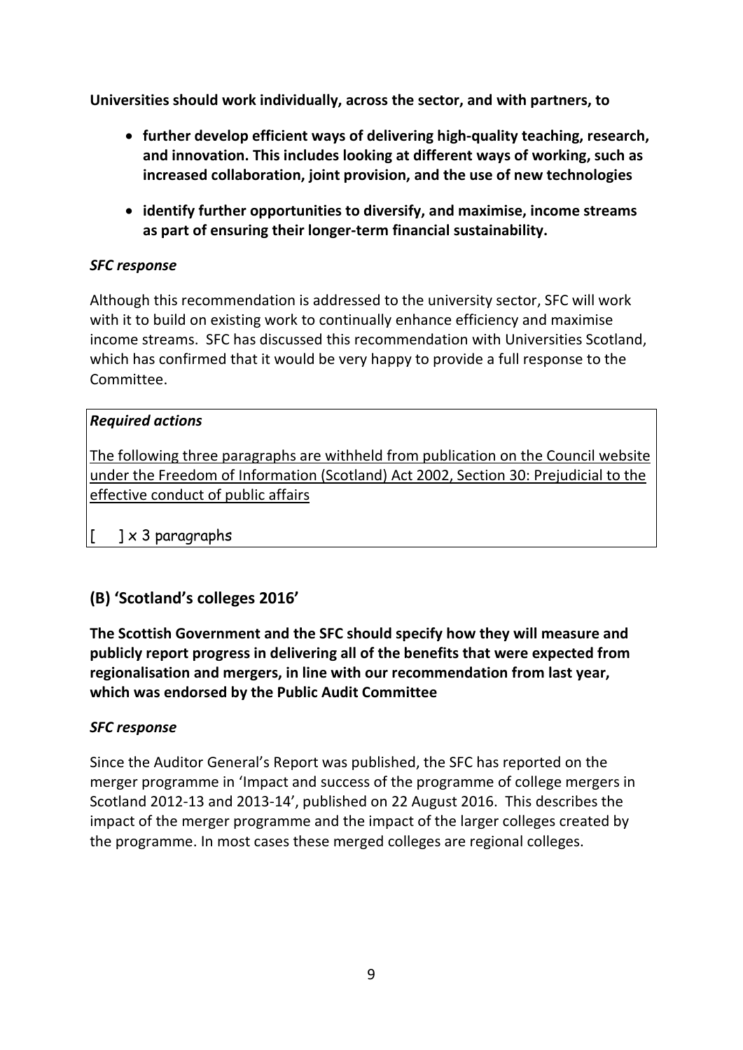**Universities should work individually, across the sector, and with partners, to**

- **further develop efficient ways of delivering high-quality teaching, research, and innovation. This includes looking at different ways of working, such as increased collaboration, joint provision, and the use of new technologies**
- **identify further opportunities to diversify, and maximise, income streams as part of ensuring their longer-term financial sustainability.**

***SFC response***

Although this recommendation is addressed to the university sector, SFC will work with it to build on existing work to continually enhance efficiency and maximise income streams. SFC has discussed this recommendation with Universities Scotland, which has confirmed that it would be very happy to provide a full response to the Committee.

***Required actions***

The following three paragraphs are withheld from publication on the Council website under the Freedom of Information (Scotland) Act 2002, Section 30: Prejudicial to the effective conduct of public affairs

[ ] x 3 paragraphs

## (B) 'Scotland's colleges 2016'

**The Scottish Government and the SFC should specify how they will measure and publicly report progress in delivering all of the benefits that were expected from regionalisation and mergers, in line with our recommendation from last year, which was endorsed by the Public Audit Committee**

***SFC response***

Since the Auditor General's Report was published, the SFC has reported on the merger programme in 'Impact and success of the programme of college mergers in Scotland 2012-13 and 2013-14', published on 22 August 2016. This describes the impact of the merger programme and the impact of the larger colleges created by the programme. In most cases these merged colleges are regional colleges.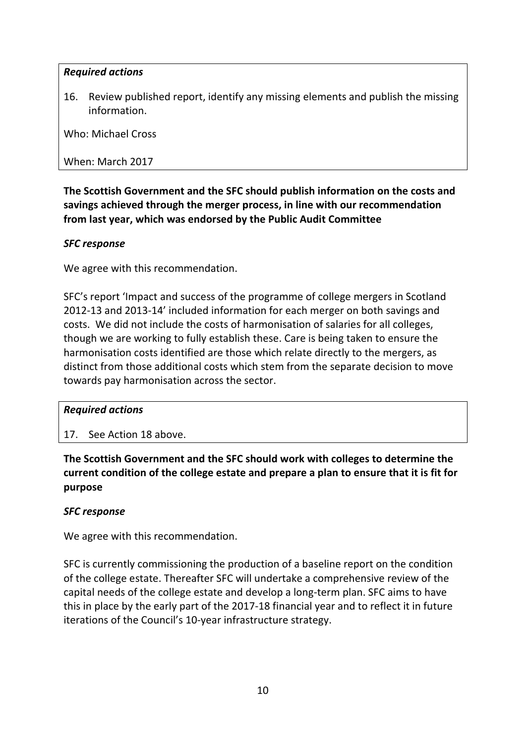*Required actions*

16. Review published report, identify any missing elements and publish the missing information.

Who: Michael Cross

When: March 2017

**The Scottish Government and the SFC should publish information on the costs and savings achieved through the merger process, in line with our recommendation from last year, which was endorsed by the Public Audit Committee**

***SFC response***

We agree with this recommendation.

SFC's report 'Impact and success of the programme of college mergers in Scotland 2012-13 and 2013-14' included information for each merger on both savings and costs. We did not include the costs of harmonisation of salaries for all colleges, though we are working to fully establish these. Care is being taken to ensure the harmonisation costs identified are those which relate directly to the mergers, as distinct from those additional costs which stem from the separate decision to move towards pay harmonisation across the sector.

*Required actions*

17. See Action 18 above.

**The Scottish Government and the SFC should work with colleges to determine the current condition of the college estate and prepare a plan to ensure that it is fit for purpose**

***SFC response***

We agree with this recommendation.

SFC is currently commissioning the production of a baseline report on the condition of the college estate. Thereafter SFC will undertake a comprehensive review of the capital needs of the college estate and develop a long-term plan. SFC aims to have this in place by the early part of the 2017-18 financial year and to reflect it in future iterations of the Council's 10-year infrastructure strategy.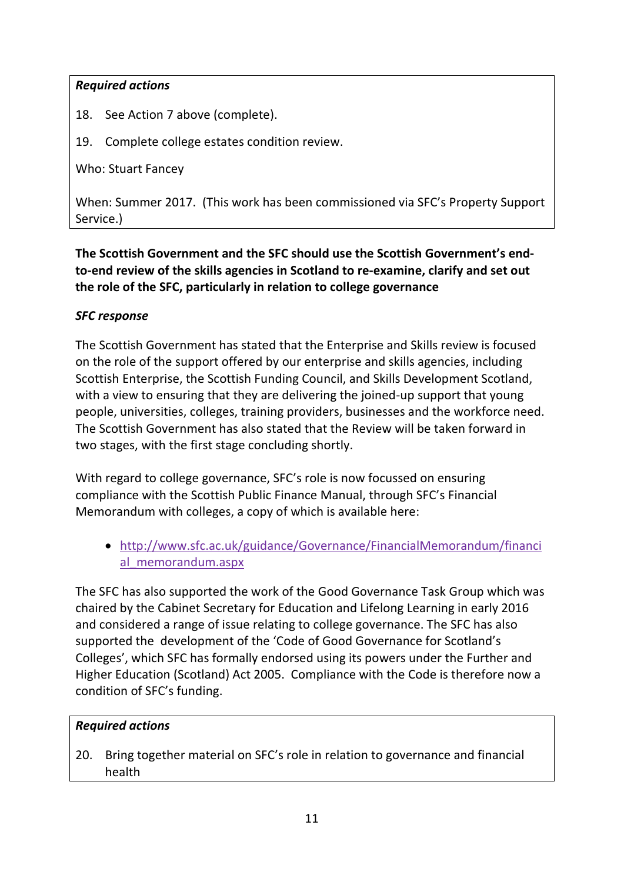***Required actions***

18. See Action 7 above (complete).

19. Complete college estates condition review.

Who: Stuart Fancey

When: Summer 2017. (This work has been commissioned via SFC's Property Support Service.)

**The Scottish Government and the SFC should use the Scottish Government's end-to-end review of the skills agencies in Scotland to re-examine, clarify and set out the role of the SFC, particularly in relation to college governance**

***SFC response***

The Scottish Government has stated that the Enterprise and Skills review is focused on the role of the support offered by our enterprise and skills agencies, including Scottish Enterprise, the Scottish Funding Council, and Skills Development Scotland, with a view to ensuring that they are delivering the joined-up support that young people, universities, colleges, training providers, businesses and the workforce need. The Scottish Government has also stated that the Review will be taken forward in two stages, with the first stage concluding shortly.

With regard to college governance, SFC's role is now focussed on ensuring compliance with the Scottish Public Finance Manual, through SFC's Financial Memorandum with colleges, a copy of which is available here:

- http://www.sfc.ac.uk/guidance/Governance/FinancialMemorandum/financial_memorandum.aspx

The SFC has also supported the work of the Good Governance Task Group which was chaired by the Cabinet Secretary for Education and Lifelong Learning in early 2016 and considered a range of issue relating to college governance. The SFC has also supported the development of the 'Code of Good Governance for Scotland's Colleges', which SFC has formally endorsed using its powers under the Further and Higher Education (Scotland) Act 2005. Compliance with the Code is therefore now a condition of SFC's funding.

***Required actions***

20. Bring together material on SFC's role in relation to governance and financial health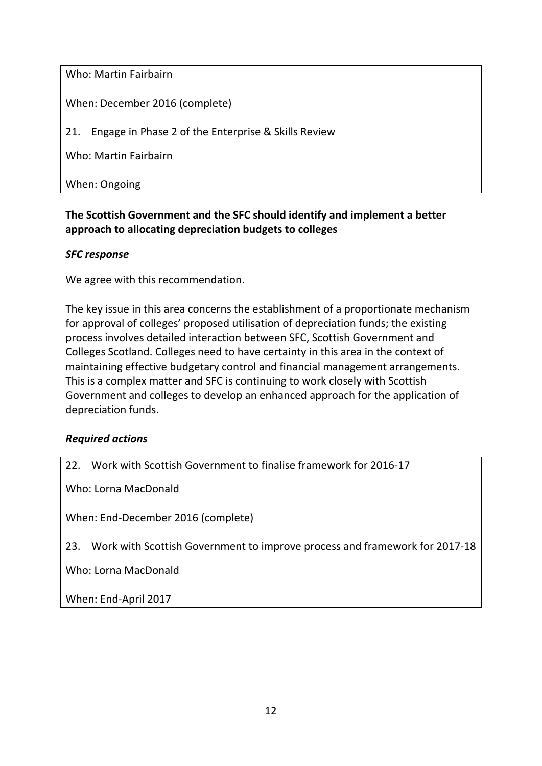Who: Martin Fairbairn

When: December 2016 (complete)

21. Engage in Phase 2 of the Enterprise & Skills Review

Who: Martin Fairbairn

When: Ongoing

**The Scottish Government and the SFC should identify and implement a better approach to allocating depreciation budgets to colleges**

***SFC response***

We agree with this recommendation.

The key issue in this area concerns the establishment of a proportionate mechanism for approval of colleges' proposed utilisation of depreciation funds; the existing process involves detailed interaction between SFC, Scottish Government and Colleges Scotland. Colleges need to have certainty in this area in the context of maintaining effective budgetary control and financial management arrangements. This is a complex matter and SFC is continuing to work closely with Scottish Government and colleges to develop an enhanced approach for the application of depreciation funds.

***Required actions***

22. Work with Scottish Government to finalise framework for 2016-17

Who: Lorna MacDonald

When: End-December 2016 (complete)

23. Work with Scottish Government to improve process and framework for 2017-18

Who: Lorna MacDonald

When: End-April 2017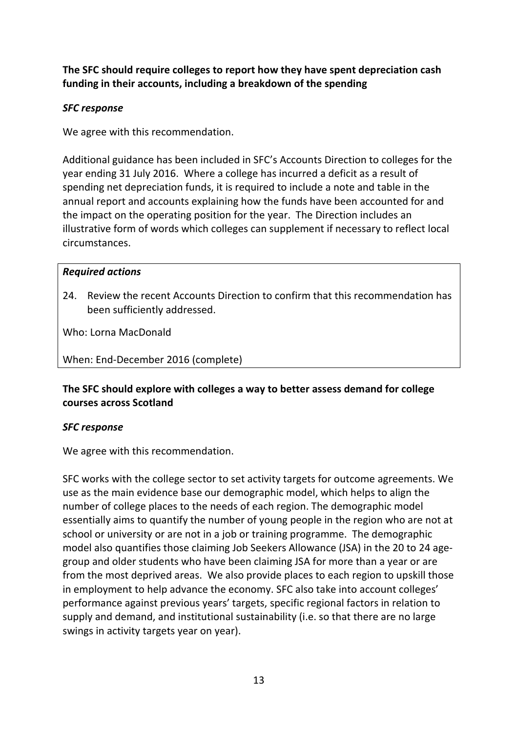**The SFC should require colleges to report how they have spent depreciation cash funding in their accounts, including a breakdown of the spending**

***SFC response***

We agree with this recommendation.

Additional guidance has been included in SFC's Accounts Direction to colleges for the year ending 31 July 2016. Where a college has incurred a deficit as a result of spending net depreciation funds, it is required to include a note and table in the annual report and accounts explaining how the funds have been accounted for and the impact on the operating position for the year. The Direction includes an illustrative form of words which colleges can supplement if necessary to reflect local circumstances.

> ***Required actions***
>
> 24. Review the recent Accounts Direction to confirm that this recommendation has been sufficiently addressed.
>
> Who: Lorna MacDonald
>
> When: End-December 2016 (complete)

**The SFC should explore with colleges a way to better assess demand for college courses across Scotland**

***SFC response***

We agree with this recommendation.

SFC works with the college sector to set activity targets for outcome agreements. We use as the main evidence base our demographic model, which helps to align the number of college places to the needs of each region. The demographic model essentially aims to quantify the number of young people in the region who are not at school or university or are not in a job or training programme. The demographic model also quantifies those claiming Job Seekers Allowance (JSA) in the 20 to 24 age-group and older students who have been claiming JSA for more than a year or are from the most deprived areas. We also provide places to each region to upskill those in employment to help advance the economy. SFC also take into account colleges' performance against previous years' targets, specific regional factors in relation to supply and demand, and institutional sustainability (i.e. so that there are no large swings in activity targets year on year).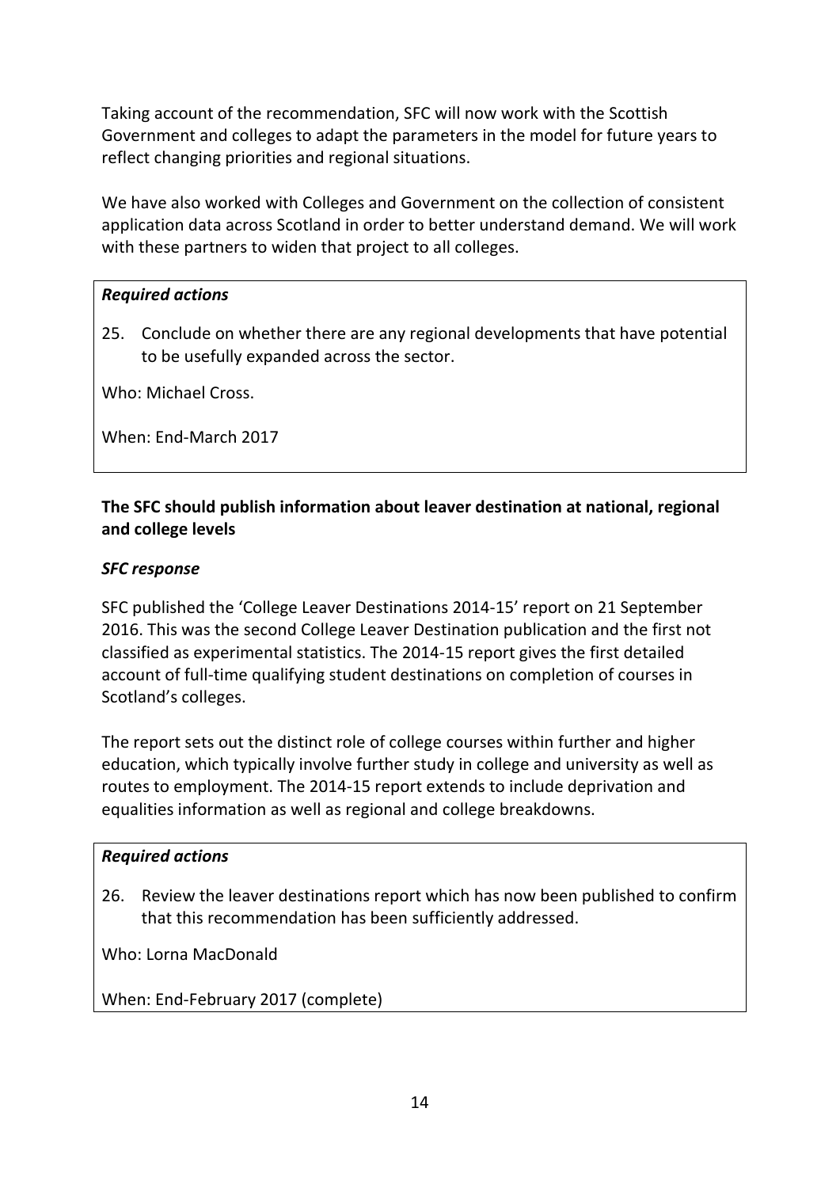Taking account of the recommendation, SFC will now work with the Scottish Government and colleges to adapt the parameters in the model for future years to reflect changing priorities and regional situations.

We have also worked with Colleges and Government on the collection of consistent application data across Scotland in order to better understand demand. We will work with these partners to widen that project to all colleges.

> ***Required actions***
>
> 25. Conclude on whether there are any regional developments that have potential to be usefully expanded across the sector.
>
> Who: Michael Cross.
>
> When: End-March 2017

**The SFC should publish information about leaver destination at national, regional and college levels**

***SFC response***

SFC published the 'College Leaver Destinations 2014-15' report on 21 September 2016. This was the second College Leaver Destination publication and the first not classified as experimental statistics. The 2014-15 report gives the first detailed account of full-time qualifying student destinations on completion of courses in Scotland's colleges.

The report sets out the distinct role of college courses within further and higher education, which typically involve further study in college and university as well as routes to employment. The 2014-15 report extends to include deprivation and equalities information as well as regional and college breakdowns.

> ***Required actions***
>
> 26. Review the leaver destinations report which has now been published to confirm that this recommendation has been sufficiently addressed.
>
> Who: Lorna MacDonald
>
> When: End-February 2017 (complete)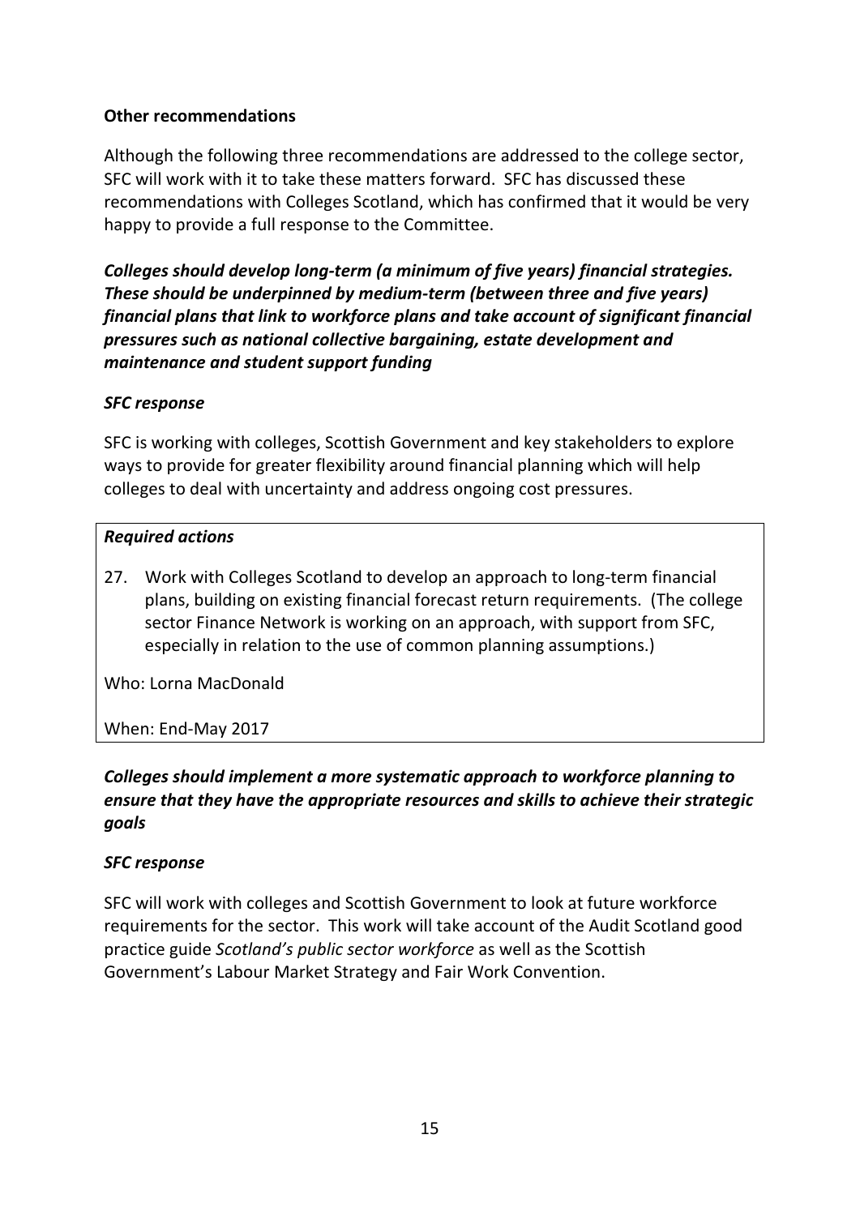**Other recommendations**

Although the following three recommendations are addressed to the college sector, SFC will work with it to take these matters forward. SFC has discussed these recommendations with Colleges Scotland, which has confirmed that it would be very happy to provide a full response to the Committee.

***Colleges should develop long-term (a minimum of five years) financial strategies. These should be underpinned by medium-term (between three and five years) financial plans that link to workforce plans and take account of significant financial pressures such as national collective bargaining, estate development and maintenance and student support funding***

***SFC response***

SFC is working with colleges, Scottish Government and key stakeholders to explore ways to provide for greater flexibility around financial planning which will help colleges to deal with uncertainty and address ongoing cost pressures.

***Required actions***

27. Work with Colleges Scotland to develop an approach to long-term financial plans, building on existing financial forecast return requirements. (The college sector Finance Network is working on an approach, with support from SFC, especially in relation to the use of common planning assumptions.)

Who: Lorna MacDonald

When: End-May 2017

***Colleges should implement a more systematic approach to workforce planning to ensure that they have the appropriate resources and skills to achieve their strategic goals***

***SFC response***

SFC will work with colleges and Scottish Government to look at future workforce requirements for the sector. This work will take account of the Audit Scotland good practice guide *Scotland's public sector workforce* as well as the Scottish Government's Labour Market Strategy and Fair Work Convention.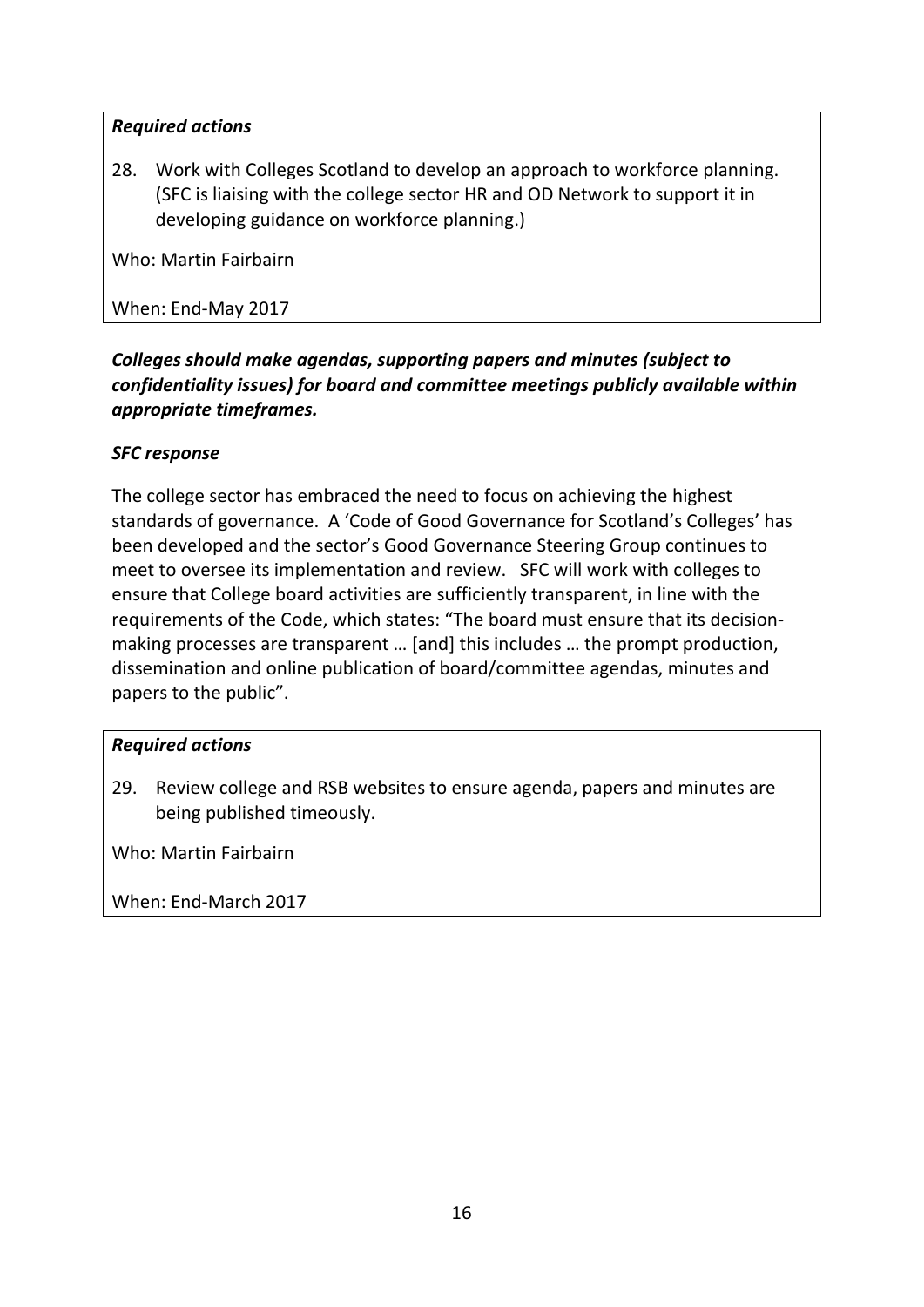***Required actions***

28. Work with Colleges Scotland to develop an approach to workforce planning. (SFC is liaising with the college sector HR and OD Network to support it in developing guidance on workforce planning.)

Who: Martin Fairbairn

When: End-May 2017

***Colleges should make agendas, supporting papers and minutes (subject to confidentiality issues) for board and committee meetings publicly available within appropriate timeframes.***

***SFC response***

The college sector has embraced the need to focus on achieving the highest standards of governance. A 'Code of Good Governance for Scotland's Colleges' has been developed and the sector's Good Governance Steering Group continues to meet to oversee its implementation and review. SFC will work with colleges to ensure that College board activities are sufficiently transparent, in line with the requirements of the Code, which states: "The board must ensure that its decision-making processes are transparent … [and] this includes … the prompt production, dissemination and online publication of board/committee agendas, minutes and papers to the public".

***Required actions***

29. Review college and RSB websites to ensure agenda, papers and minutes are being published timeously.

Who: Martin Fairbairn

When: End-March 2017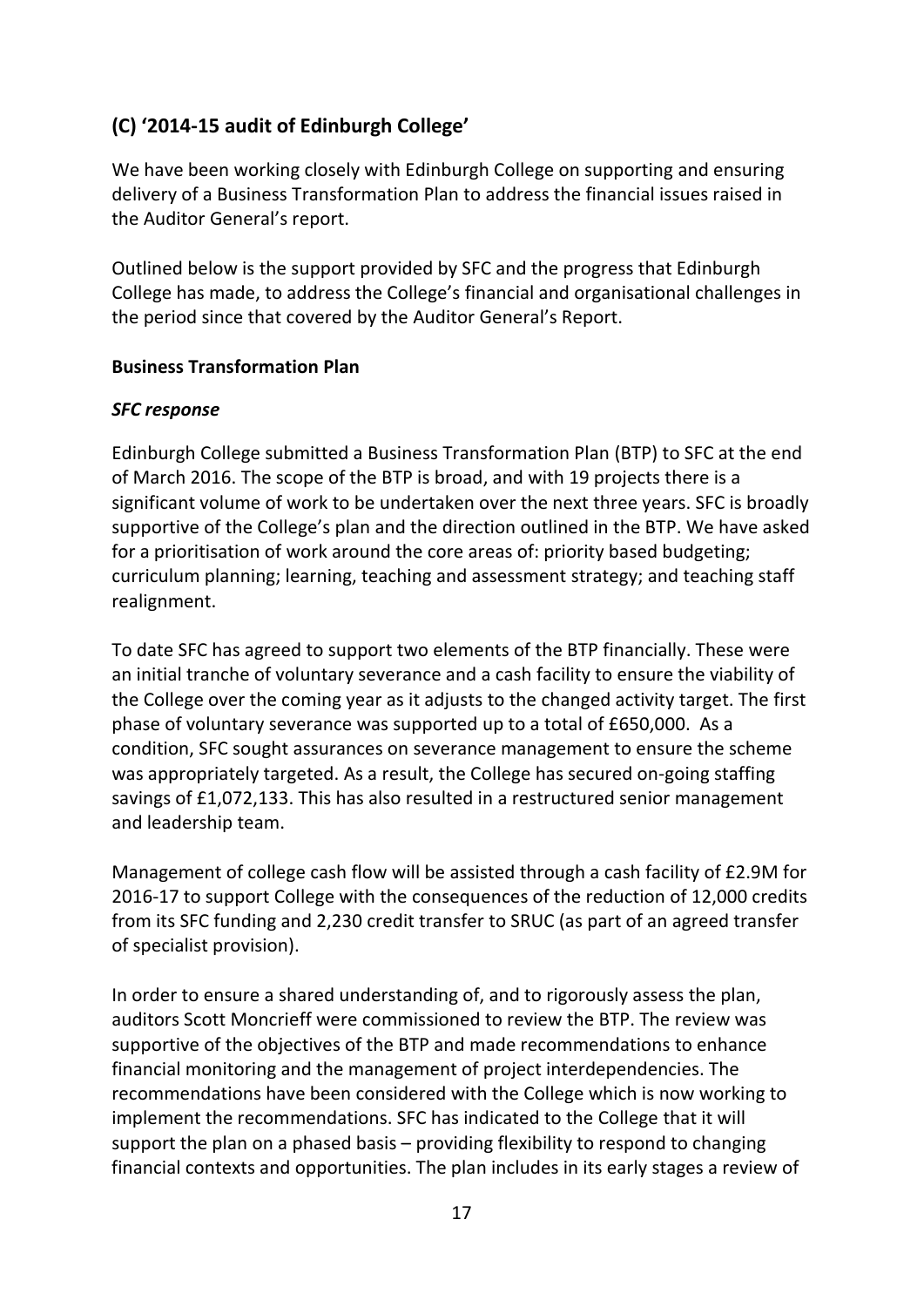## (C) '2014-15 audit of Edinburgh College'

We have been working closely with Edinburgh College on supporting and ensuring delivery of a Business Transformation Plan to address the financial issues raised in the Auditor General's report.

Outlined below is the support provided by SFC and the progress that Edinburgh College has made, to address the College's financial and organisational challenges in the period since that covered by the Auditor General's Report.

**Business Transformation Plan**

***SFC response***

Edinburgh College submitted a Business Transformation Plan (BTP) to SFC at the end of March 2016. The scope of the BTP is broad, and with 19 projects there is a significant volume of work to be undertaken over the next three years. SFC is broadly supportive of the College's plan and the direction outlined in the BTP. We have asked for a prioritisation of work around the core areas of: priority based budgeting; curriculum planning; learning, teaching and assessment strategy; and teaching staff realignment.

To date SFC has agreed to support two elements of the BTP financially. These were an initial tranche of voluntary severance and a cash facility to ensure the viability of the College over the coming year as it adjusts to the changed activity target. The first phase of voluntary severance was supported up to a total of £650,000. As a condition, SFC sought assurances on severance management to ensure the scheme was appropriately targeted. As a result, the College has secured on-going staffing savings of £1,072,133. This has also resulted in a restructured senior management and leadership team.

Management of college cash flow will be assisted through a cash facility of £2.9M for 2016-17 to support College with the consequences of the reduction of 12,000 credits from its SFC funding and 2,230 credit transfer to SRUC (as part of an agreed transfer of specialist provision).

In order to ensure a shared understanding of, and to rigorously assess the plan, auditors Scott Moncrieff were commissioned to review the BTP. The review was supportive of the objectives of the BTP and made recommendations to enhance financial monitoring and the management of project interdependencies. The recommendations have been considered with the College which is now working to implement the recommendations. SFC has indicated to the College that it will support the plan on a phased basis – providing flexibility to respond to changing financial contexts and opportunities. The plan includes in its early stages a review of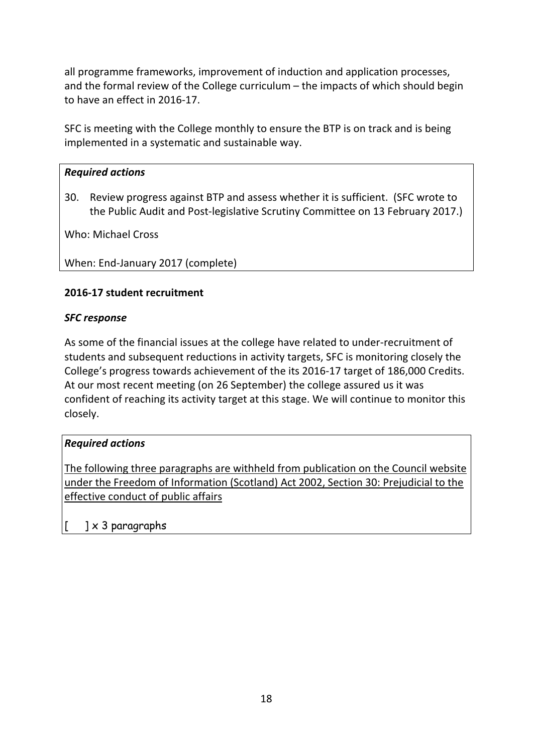all programme frameworks, improvement of induction and application processes, and the formal review of the College curriculum – the impacts of which should begin to have an effect in 2016-17.

SFC is meeting with the College monthly to ensure the BTP is on track and is being implemented in a systematic and sustainable way.

***Required actions***

30. Review progress against BTP and assess whether it is sufficient. (SFC wrote to the Public Audit and Post-legislative Scrutiny Committee on 13 February 2017.)

Who: Michael Cross

When: End-January 2017 (complete)

**2016-17 student recruitment**

***SFC response***

As some of the financial issues at the college have related to under-recruitment of students and subsequent reductions in activity targets, SFC is monitoring closely the College's progress towards achievement of the its 2016-17 target of 186,000 Credits. At our most recent meeting (on 26 September) the college assured us it was confident of reaching its activity target at this stage. We will continue to monitor this closely.

***Required actions***

The following three paragraphs are withheld from publication on the Council website under the Freedom of Information (Scotland) Act 2002, Section 30: Prejudicial to the effective conduct of public affairs

[ ] x 3 paragraphs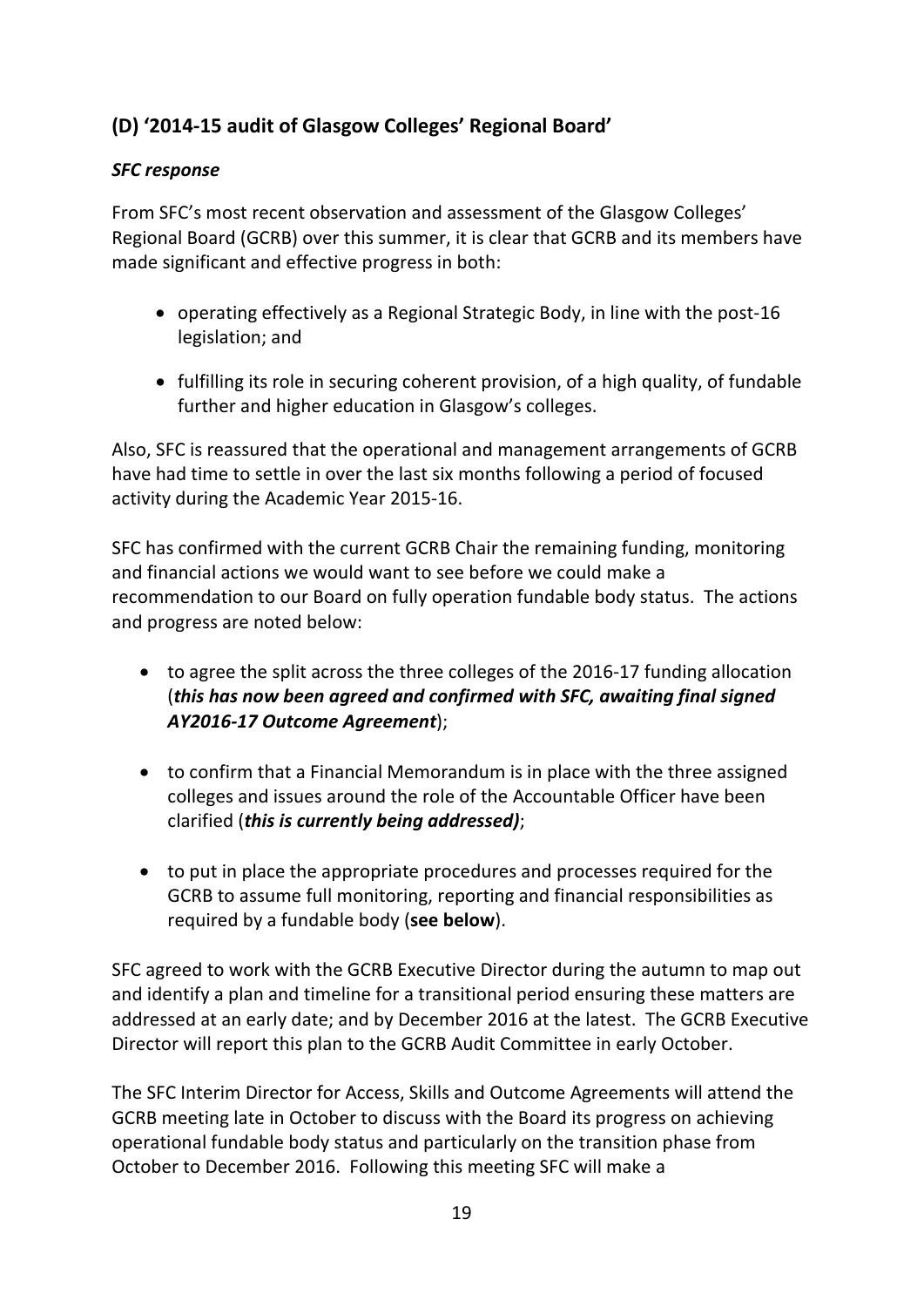## (D) '2014-15 audit of Glasgow Colleges' Regional Board'

### *SFC response*

From SFC's most recent observation and assessment of the Glasgow Colleges' Regional Board (GCRB) over this summer, it is clear that GCRB and its members have made significant and effective progress in both:

- operating effectively as a Regional Strategic Body, in line with the post-16 legislation; and
- fulfilling its role in securing coherent provision, of a high quality, of fundable further and higher education in Glasgow's colleges.

Also, SFC is reassured that the operational and management arrangements of GCRB have had time to settle in over the last six months following a period of focused activity during the Academic Year 2015-16.

SFC has confirmed with the current GCRB Chair the remaining funding, monitoring and financial actions we would want to see before we could make a recommendation to our Board on fully operation fundable body status. The actions and progress are noted below:

- to agree the split across the three colleges of the 2016-17 funding allocation (***this has now been agreed and confirmed with SFC, awaiting final signed AY2016-17 Outcome Agreement***);
- to confirm that a Financial Memorandum is in place with the three assigned colleges and issues around the role of the Accountable Officer have been clarified (***this is currently being addressed)***;
- to put in place the appropriate procedures and processes required for the GCRB to assume full monitoring, reporting and financial responsibilities as required by a fundable body (**see below**).

SFC agreed to work with the GCRB Executive Director during the autumn to map out and identify a plan and timeline for a transitional period ensuring these matters are addressed at an early date; and by December 2016 at the latest. The GCRB Executive Director will report this plan to the GCRB Audit Committee in early October.

The SFC Interim Director for Access, Skills and Outcome Agreements will attend the GCRB meeting late in October to discuss with the Board its progress on achieving operational fundable body status and particularly on the transition phase from October to December 2016. Following this meeting SFC will make a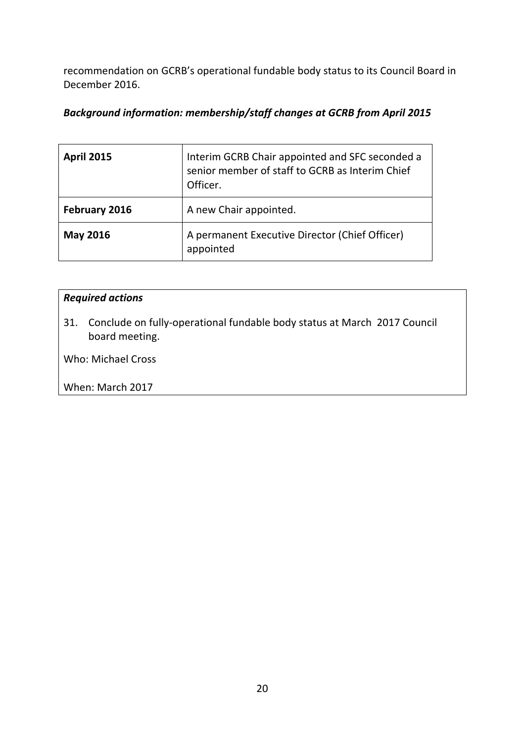recommendation on GCRB's operational fundable body status to its Council Board in December 2016.

***Background information: membership/staff changes at GCRB from April 2015***

| | |
|---|---|
| **April 2015** | Interim GCRB Chair appointed and SFC seconded a senior member of staff to GCRB as Interim Chief Officer. |
| **February 2016** | A new Chair appointed. |
| **May 2016** | A permanent Executive Director (Chief Officer) appointed |

***Required actions***

31. Conclude on fully-operational fundable body status at March 2017 Council board meeting.

Who: Michael Cross

When: March 2017